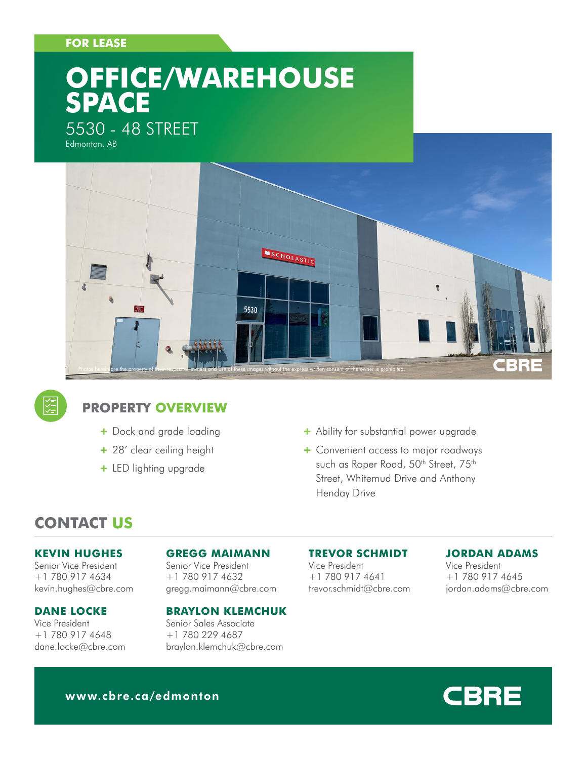FOR LEASE

# OFFICE/WAREHOUSE SPACE

5530 - 48 STREET

Edmonton, AB

Photos herein are the property of their respective owners and use of these images without the express written consent of the owner is prohibited.

## PROPERTY OVERVIEW

- Dock and grade loading
- 28' clear ceiling height
- LED lighting upgrade
- Ability for substantial power upgrade
- Convenient access to major roadways such as Roper Road, 50th Street, 75th Street, Whitemud Drive and Anthony Henday Drive

## CONTACT US

**KEVIN HUGHES**
Senior Vice President
+1 780 917 4634
kevin.hughes@cbre.com

**GREGG MAIMANN**
Senior Vice President
+1 780 917 4632
gregg.maimann@cbre.com

**TREVOR SCHMIDT**
Vice President
+1 780 917 4641
trevor.schmidt@cbre.com

**JORDAN ADAMS**
Vice President
+1 780 917 4645
jordan.adams@cbre.com

**DANE LOCKE**
Vice President
+1 780 917 4648
dane.locke@cbre.com

**BRAYLON KLEMCHUK**
Senior Sales Associate
+1 780 229 4687
braylon.klemchuk@cbre.com

www.cbre.ca/edmonton

CBRE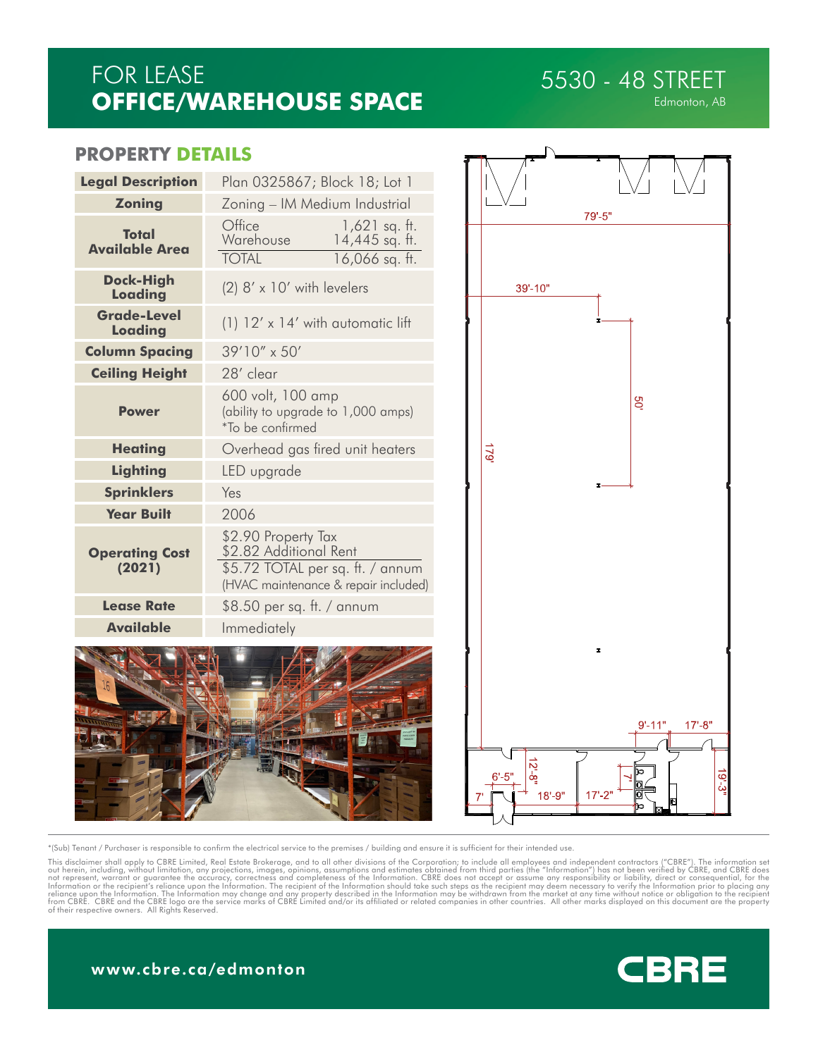# FOR LEASE
# OFFICE/WAREHOUSE SPACE

## 5530 - 48 STREET
Edmonton, AB

## PROPERTY DETAILS

| | |
|---|---|
| **Legal Description** | Plan 0325867; Block 18; Lot 1 |
| **Zoning** | Zoning – IM Medium Industrial |
| **Total Available Area** | Office 1,621 sq. ft.<br>Warehouse 14,445 sq. ft.<br>TOTAL 16,066 sq. ft. |
| **Dock-High Loading** | (2) 8' x 10' with levelers |
| **Grade-Level Loading** | (1) 12' x 14' with automatic lift |
| **Column Spacing** | 39'10" x 50' |
| **Ceiling Height** | 28' clear |
| **Power** | 600 volt, 100 amp<br>(ability to upgrade to 1,000 amps)<br>*To be confirmed |
| **Heating** | Overhead gas fired unit heaters |
| **Lighting** | LED upgrade |
| **Sprinklers** | Yes |
| **Year Built** | 2006 |
| **Operating Cost (2021)** | $2.90 Property Tax<br>$2.82 Additional Rent<br>$5.72 TOTAL per sq. ft. / annum<br>(HVAC maintenance & repair included) |
| **Lease Rate** | $8.50 per sq. ft. / annum |
| **Available** | Immediately |

79'-5"
39'-10"
50'
179'
9'-11"
17'-8"
6'-5"
12'-8"
7'
18'-9"
17'-2"
7'
19'-3"

*(Sub) Tenant / Purchaser is responsible to confirm the electrical service to the premises / building and ensure it is sufficient for their intended use.

This disclaimer shall apply to CBRE Limited, Real Estate Brokerage, and to all other divisions of the Corporation; to include all employees and independent contractors ("CBRE"). The information set out herein, including, without limitation, any projections, images, opinions, assumptions and estimates obtained from third parties (the "Information") has not been verified by CBRE, and CBRE does not represent, warrant or guarantee the accuracy, correctness and completeness of the Information. CBRE does not accept or assume any responsibility or liability, direct or consequential, for the Information or the recipient's reliance upon the Information. The recipient of the Information should take such steps as the recipient may deem necessary to verify the Information prior to placing any reliance upon the Information. The Information may change and any property described in the Information may be withdrawn from the market at any time without notice or obligation to the recipient from CBRE. CBRE and the CBRE logo are the service marks of CBRE Limited and/or its affiliated or related companies in other countries. All other marks displayed on this document are the property of their respective owners. All Rights Reserved.

www.cbre.ca/edmonton

CBRE